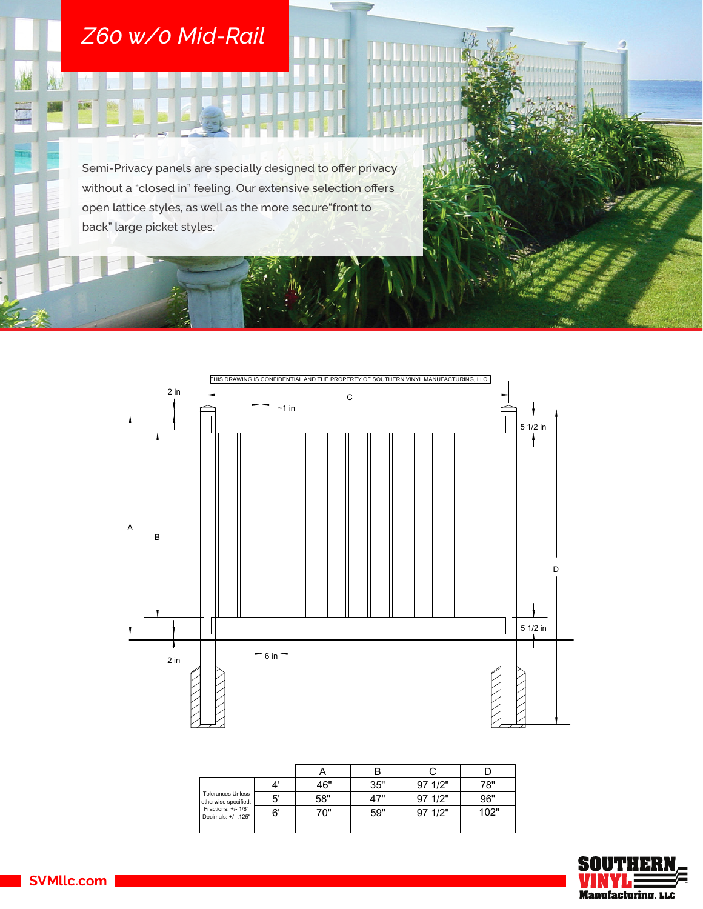# Z60 w/o Mid-Rail

Semi-Privacy panels are specially designed to offer privacy without a "closed in" feeling. Our extensive selection offers open lattice styles, as well as the more secure"front to back" large picket styles.

THIS DRAWING IS CONFIDENTIAL AND THE PROPERTY OF SOUTHERN VINYL MANUFACTURING, LLC

2 in

~1 in

C

5 1/2 in

A

B

D

5 1/2 in

6 in

2 in

| Tolerances Unless otherwise specified: Fractions: +/- 1/8" Decimals: +/- .125" | | A | B | C | D |
|---|---|---|---|---|---|
| | 4' | 46" | 35" | 97 1/2" | 78" |
| | 5' | 58" | 47" | 97 1/2" | 96" |
| | 6' | 70" | 59" | 97 1/2" | 102" |
| | | | | | |

SVMllc.com

SOUTHERN VINYL Manufacturing, LLC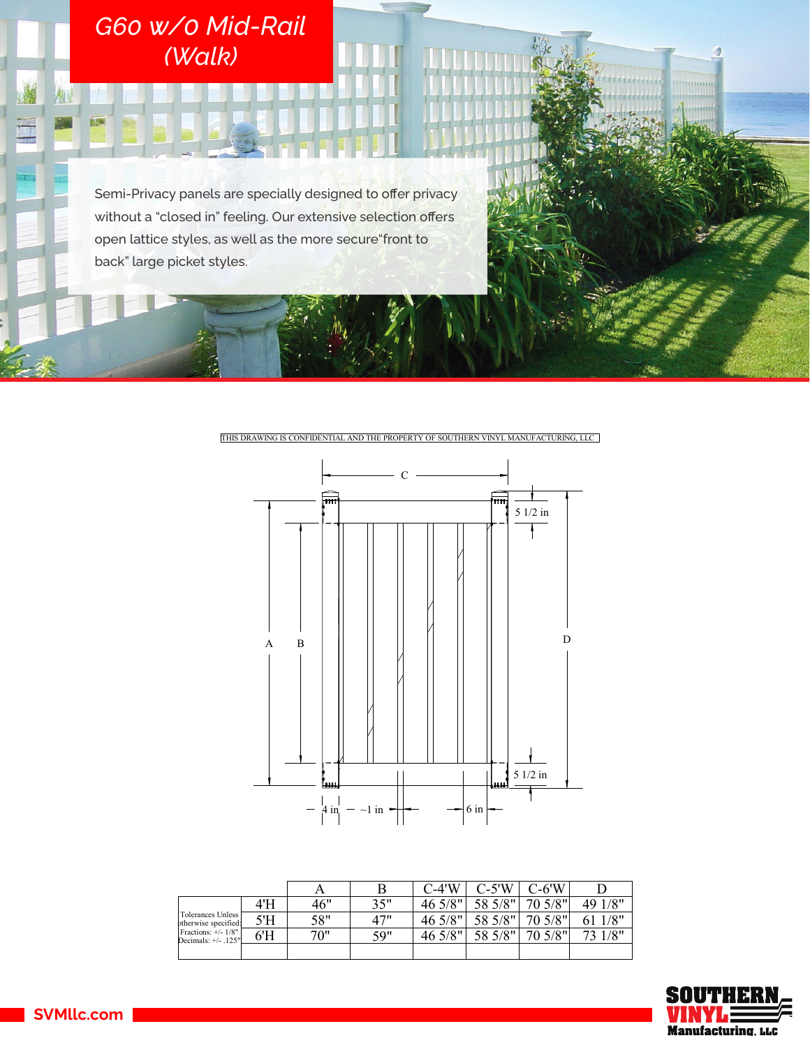# G60 w/o Mid-Rail (Walk)

Semi-Privacy panels are specially designed to offer privacy without a "closed in" feeling. Our extensive selection offers open lattice styles, as well as the more secure"front to back" large picket styles.

THIS DRAWING IS CONFIDENTIAL AND THE PROPERTY OF SOUTHERN VINYL MANUFACTURING, LLC

C

A

B

D

5 1/2 in

5 1/2 in

4 in

~1 in

6 in

| | | A | B | C-4'W | C-5'W | C-6'W | D |
|---|---|---|---|---|---|---|---|
| Tolerances Unless otherwise specified: Fractions: +/- 1/8" Decimals: +/- .125" | 4'H | 46" | 35" | 46 5/8" | 58 5/8" | 70 5/8" | 49 1/8" |
| | 5'H | 58" | 47" | 46 5/8" | 58 5/8" | 70 5/8" | 61 1/8" |
| | 6'H | 70" | 59" | 46 5/8" | 58 5/8" | 70 5/8" | 73 1/8" |
| | | | | | | | |

SVMllc.com

SOUTHERN VINYL Manufacturing, LLC